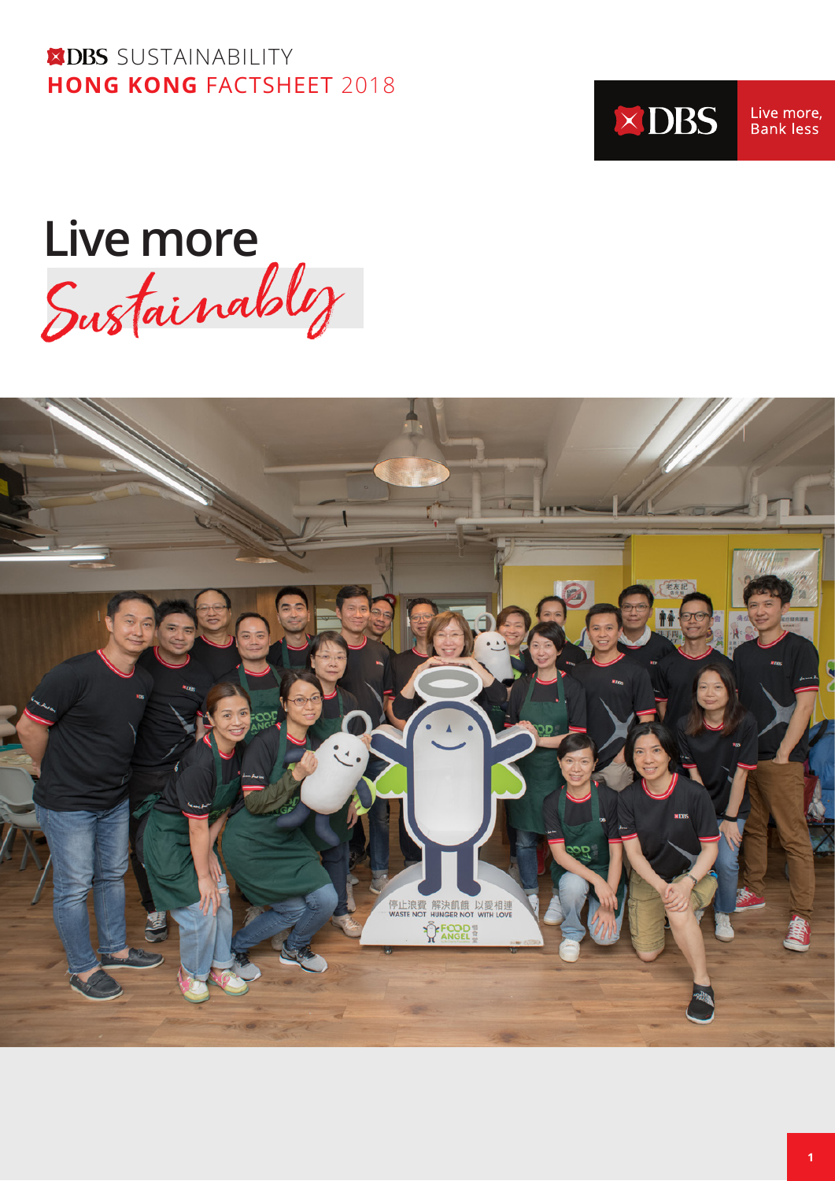DBS SUSTAINABILITY
**HONG KONG** FACTSHEET 2018

DBS Live more, Bank less

# Live more *Sustainably*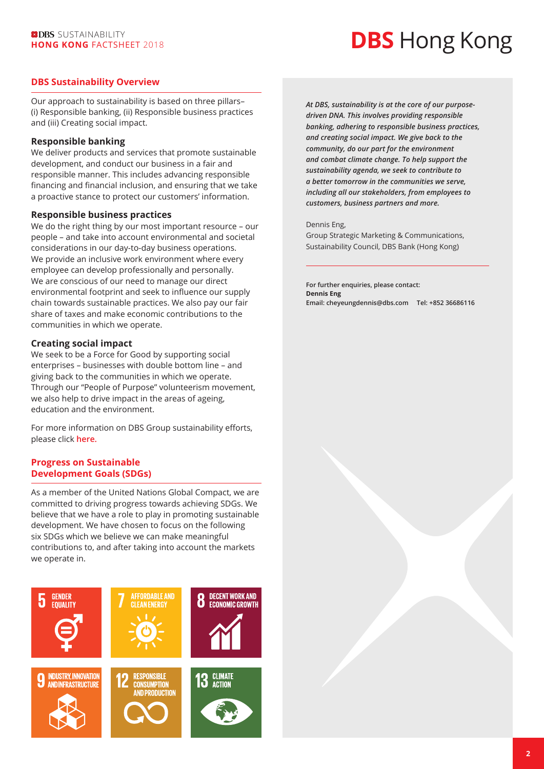## DBS Sustainability Overview

Our approach to sustainability is based on three pillars– (i) Responsible banking, (ii) Responsible business practices and (iii) Creating social impact.

### Responsible banking

We deliver products and services that promote sustainable development, and conduct our business in a fair and responsible manner. This includes advancing responsible financing and financial inclusion, and ensuring that we take a proactive stance to protect our customers' information.

### Responsible business practices

We do the right thing by our most important resource – our people – and take into account environmental and societal considerations in our day-to-day business operations. We provide an inclusive work environment where every employee can develop professionally and personally. We are conscious of our need to manage our direct environmental footprint and seek to influence our supply chain towards sustainable practices. We also pay our fair share of taxes and make economic contributions to the communities in which we operate.

### Creating social impact

We seek to be a Force for Good by supporting social enterprises – businesses with double bottom line – and giving back to the communities in which we operate. Through our "People of Purpose" volunteerism movement, we also help to drive impact in the areas of ageing, education and the environment.

For more information on DBS Group sustainability efforts, please click **here.**

## Progress on Sustainable Development Goals (SDGs)

As a member of the United Nations Global Compact, we are committed to driving progress towards achieving SDGs. We believe that we have a role to play in promoting sustainable development. We have chosen to focus on the following six SDGs which we believe we can make meaningful contributions to, and after taking into account the markets we operate in.

5 GENDER EQUALITY

7 AFFORDABLE AND CLEAN ENERGY

8 DECENT WORK AND ECONOMIC GROWTH

9 INDUSTRY, INNOVATION AND INFRASTRUCTURE

12 RESPONSIBLE CONSUMPTION AND PRODUCTION

13 CLIMATE ACTION

***At DBS, sustainability is at the core of our purpose-driven DNA. This involves providing responsible banking, adhering to responsible business practices, and creating social impact. We give back to the community, do our part for the environment and combat climate change. To help support the sustainability agenda, we seek to contribute to a better tomorrow in the communities we serve, including all our stakeholders, from employees to customers, business partners and more.***

Dennis Eng,
Group Strategic Marketing & Communications,
Sustainability Council, DBS Bank (Hong Kong)

**For further enquiries, please contact:**
**Dennis Eng**
**Email: cheyeungdennis@dbs.com Tel: +852 36686116**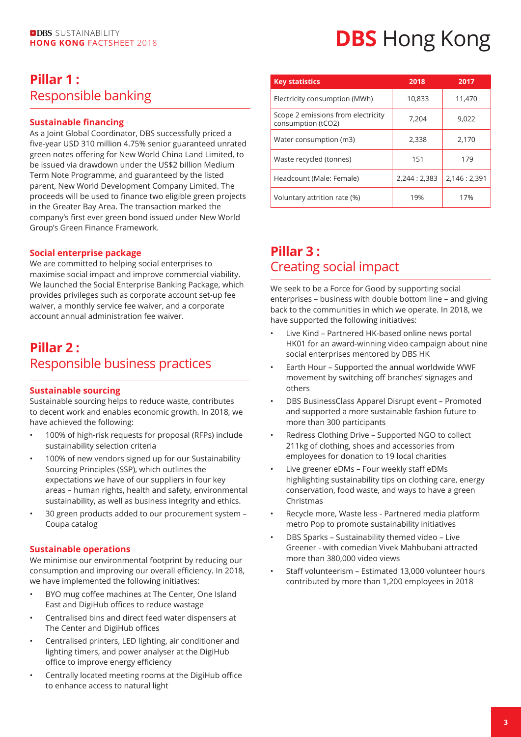# DBS Hong Kong

## Pillar 1 : Responsible banking

### Sustainable financing

As a Joint Global Coordinator, DBS successfully priced a five-year USD 310 million 4.75% senior guaranteed unrated green notes offering for New World China Land Limited, to be issued via drawdown under the US$2 billion Medium Term Note Programme, and guaranteed by the listed parent, New World Development Company Limited. The proceeds will be used to finance two eligible green projects in the Greater Bay Area. The transaction marked the company's first ever green bond issued under New World Group's Green Finance Framework.

### Social enterprise package

We are committed to helping social enterprises to maximise social impact and improve commercial viability. We launched the Social Enterprise Banking Package, which provides privileges such as corporate account set-up fee waiver, a monthly service fee waiver, and a corporate account annual administration fee waiver.

## Pillar 2 : Responsible business practices

### Sustainable sourcing

Sustainable sourcing helps to reduce waste, contributes to decent work and enables economic growth. In 2018, we have achieved the following:

- 100% of high-risk requests for proposal (RFPs) include sustainability selection criteria
- 100% of new vendors signed up for our Sustainability Sourcing Principles (SSP), which outlines the expectations we have of our suppliers in four key areas – human rights, health and safety, environmental sustainability, as well as business integrity and ethics.
- 30 green products added to our procurement system – Coupa catalog

### Sustainable operations

We minimise our environmental footprint by reducing our consumption and improving our overall efficiency. In 2018, we have implemented the following initiatives:

- BYO mug coffee machines at The Center, One Island East and DigiHub offices to reduce wastage
- Centralised bins and direct feed water dispensers at The Center and DigiHub offices
- Centralised printers, LED lighting, air conditioner and lighting timers, and power analyser at the DigiHub office to improve energy efficiency
- Centrally located meeting rooms at the DigiHub office to enhance access to natural light

| Key statistics | 2018 | 2017 |
|---|---|---|
| Electricity consumption (MWh) | 10,833 | 11,470 |
| Scope 2 emissions from electricity consumption ($tCO_2$) | 7,204 | 9,022 |
| Water consumption (m3) | 2,338 | 2,170 |
| Waste recycled (tonnes) | 151 | 179 |
| Headcount (Male: Female) | 2,244 : 2,383 | 2,146 : 2,391 |
| Voluntary attrition rate (%) | 19% | 17% |

## Pillar 3 : Creating social impact

We seek to be a Force for Good by supporting social enterprises – business with double bottom line – and giving back to the communities in which we operate. In 2018, we have supported the following initiatives:

- Live Kind – Partnered HK-based online news portal HK01 for an award-winning video campaign about nine social enterprises mentored by DBS HK
- Earth Hour – Supported the annual worldwide WWF movement by switching off branches' signages and others
- DBS BusinessClass Apparel Disrupt event – Promoted and supported a more sustainable fashion future to more than 300 participants
- Redress Clothing Drive – Supported NGO to collect 211kg of clothing, shoes and accessories from employees for donation to 19 local charities
- Live greener eDMs – Four weekly staff eDMs highlighting sustainability tips on clothing care, energy conservation, food waste, and ways to have a green Christmas
- Recycle more, Waste less - Partnered media platform metro Pop to promote sustainability initiatives
- DBS Sparks – Sustainability themed video – Live Greener - with comedian Vivek Mahbubani attracted more than 380,000 video views
- Staff volunteerism – Estimated 13,000 volunteer hours contributed by more than 1,200 employees in 2018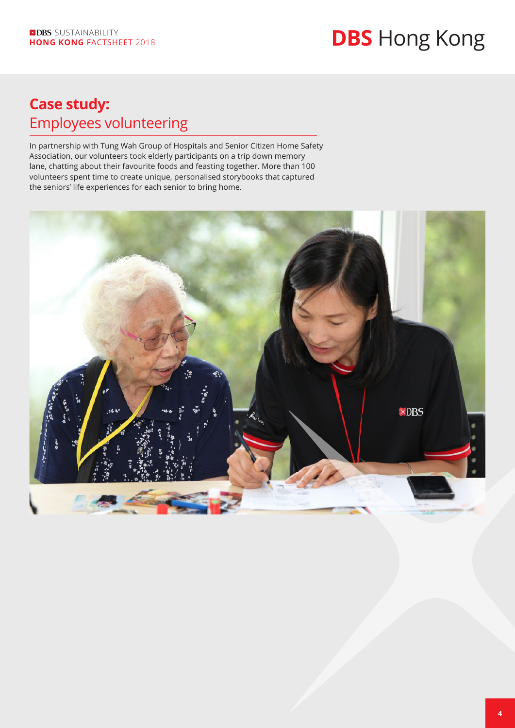## Case study:
Employees volunteering

In partnership with Tung Wah Group of Hospitals and Senior Citizen Home Safety Association, our volunteers took elderly participants on a trip down memory lane, chatting about their favourite foods and feasting together. More than 100 volunteers spent time to create unique, personalised storybooks that captured the seniors' life experiences for each senior to bring home.